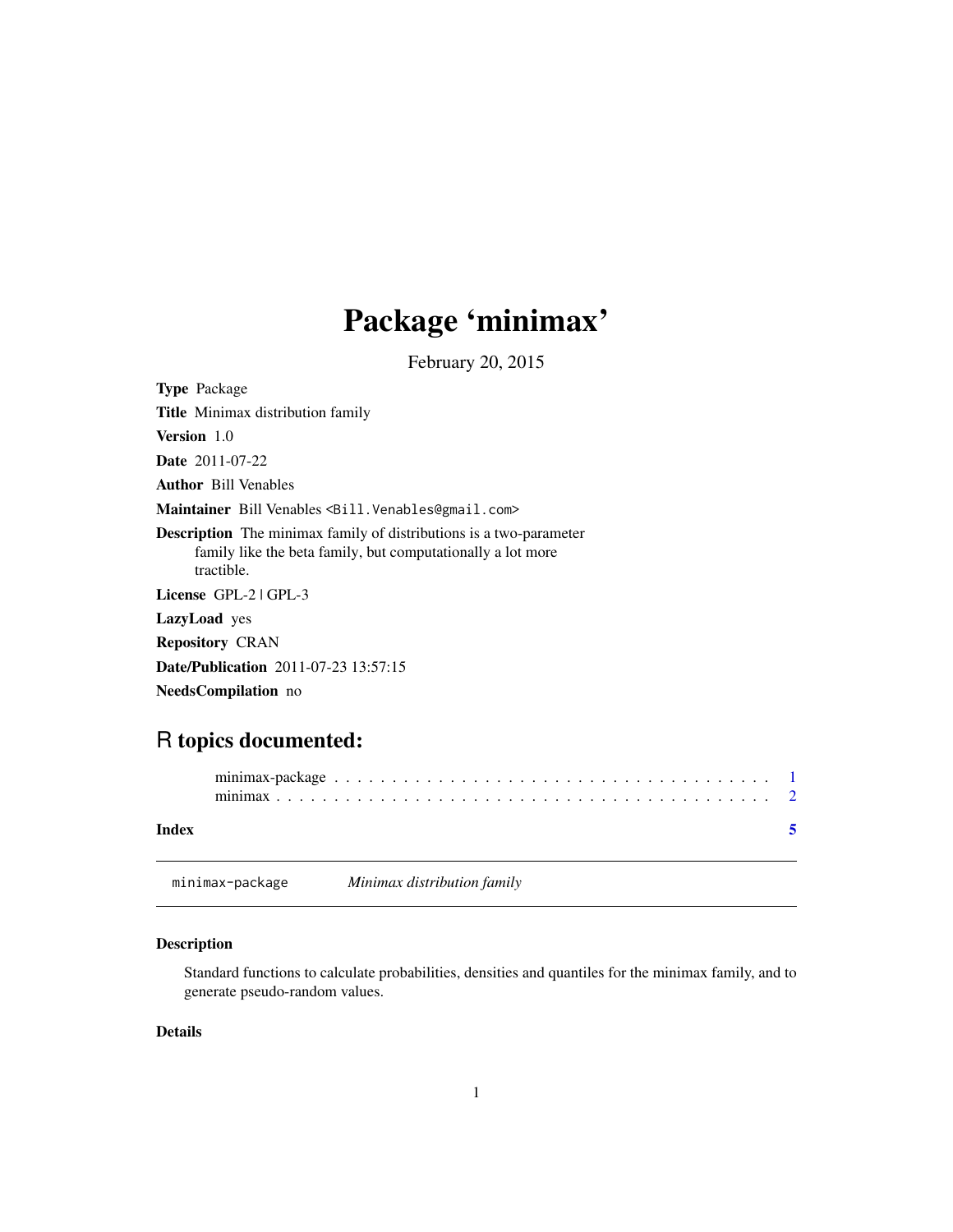# Package 'minimax'

February 20, 2015

**Type** Package

**Title** Minimax distribution family

**Version** 1.0

**Date** 2011-07-22

**Author** Bill Venables

**Maintainer** Bill Venables <Bill.Venables@gmail.com>

**Description** The minimax family of distributions is a two-parameter family like the beta family, but computationally a lot more tractible.

**License** GPL-2 | GPL-3

**LazyLoad** yes

**Repository** CRAN

**Date/Publication** 2011-07-23 13:57:15

**NeedsCompilation** no

## R topics documented:

minimax-package . . . . . . . . . . . . . . . . . . . . . . . . . . . . . . . . . . . . . . 1
minimax . . . . . . . . . . . . . . . . . . . . . . . . . . . . . . . . . . . . . . . . . . . 2

**Index** 5

---

minimax-package *Minimax distribution family*

---

### Description

Standard functions to calculate probabilities, densities and quantiles for the minimax family, and to generate pseudo-random values.

### Details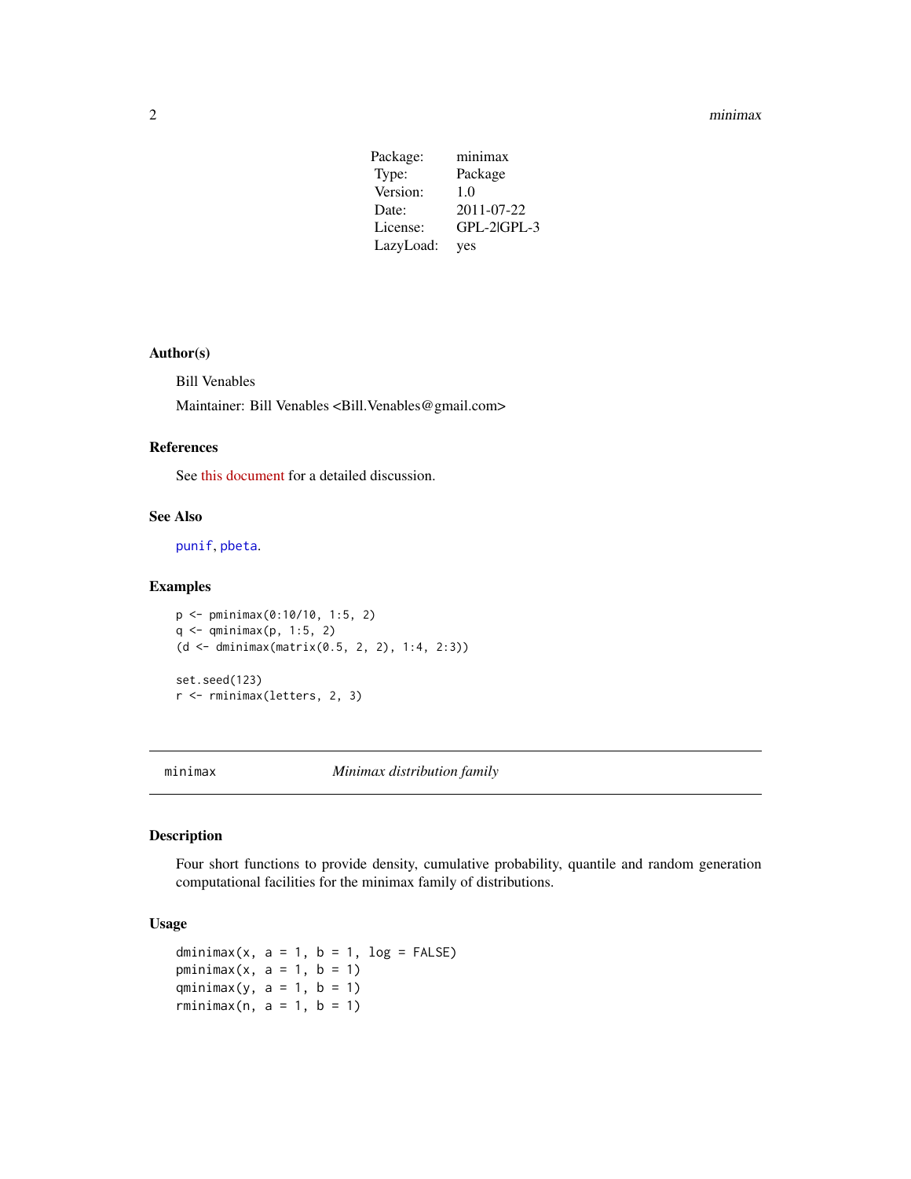| | |
|---|---|
| Package: | minimax |
| Type: | Package |
| Version: | 1.0 |
| Date: | 2011-07-22 |
| License: | GPL-2\|GPL-3 |
| LazyLoad: | yes |

### Author(s)

Bill Venables

Maintainer: Bill Venables <Bill.Venables@gmail.com>

### References

See this document for a detailed discussion.

### See Also

`punif`, `pbeta`.

### Examples

```
p <- pminimax(0:10/10, 1:5, 2)
q <- qminimax(p, 1:5, 2)
(d <- dminimax(matrix(0.5, 2, 2), 1:4, 2:3))

set.seed(123)
r <- rminimax(letters, 2, 3)
```

---

## minimax — *Minimax distribution family*

---

### Description

Four short functions to provide density, cumulative probability, quantile and random generation computational facilities for the minimax family of distributions.

### Usage

```
dminimax(x, a = 1, b = 1, log = FALSE)
pminimax(x, a = 1, b = 1)
qminimax(y, a = 1, b = 1)
rminimax(n, a = 1, b = 1)
```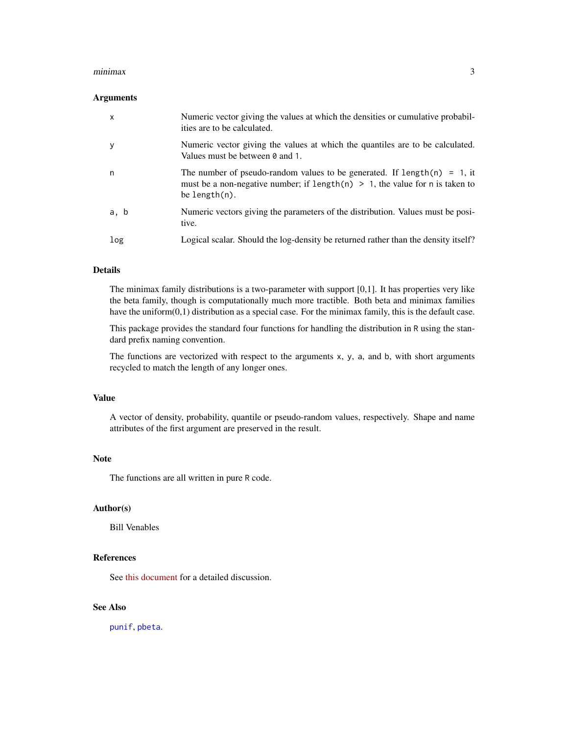## Arguments

| Argument | Description |
|---|---|
| `x` | Numeric vector giving the values at which the densities or cumulative probabilities are to be calculated. |
| `y` | Numeric vector giving the values at which the quantiles are to be calculated. Values must be between `0` and `1`. |
| `n` | The number of pseudo-random values to be generated. If `length(n) = 1`, it must be a non-negative number; if `length(n) > 1`, the value for `n` is taken to be `length(n)`. |
| `a, b` | Numeric vectors giving the parameters of the distribution. Values must be positive. |
| `log` | Logical scalar. Should the log-density be returned rather than the density itself? |

## Details

The minimax family distributions is a two-parameter with support [0,1]. It has properties very like the beta family, though is computationally much more tractible. Both beta and minimax families have the uniform(0,1) distribution as a special case. For the minimax family, this is the default case.

This package provides the standard four functions for handling the distribution in `R` using the standard prefix naming convention.

The functions are vectorized with respect to the arguments `x`, `y`, `a`, and `b`, with short arguments recycled to match the length of any longer ones.

## Value

A vector of density, probability, quantile or pseudo-random values, respectively. Shape and name attributes of the first argument are preserved in the result.

## Note

The functions are all written in pure `R` code.

## Author(s)

Bill Venables

## References

See this document for a detailed discussion.

## See Also

`punif`, `pbeta`.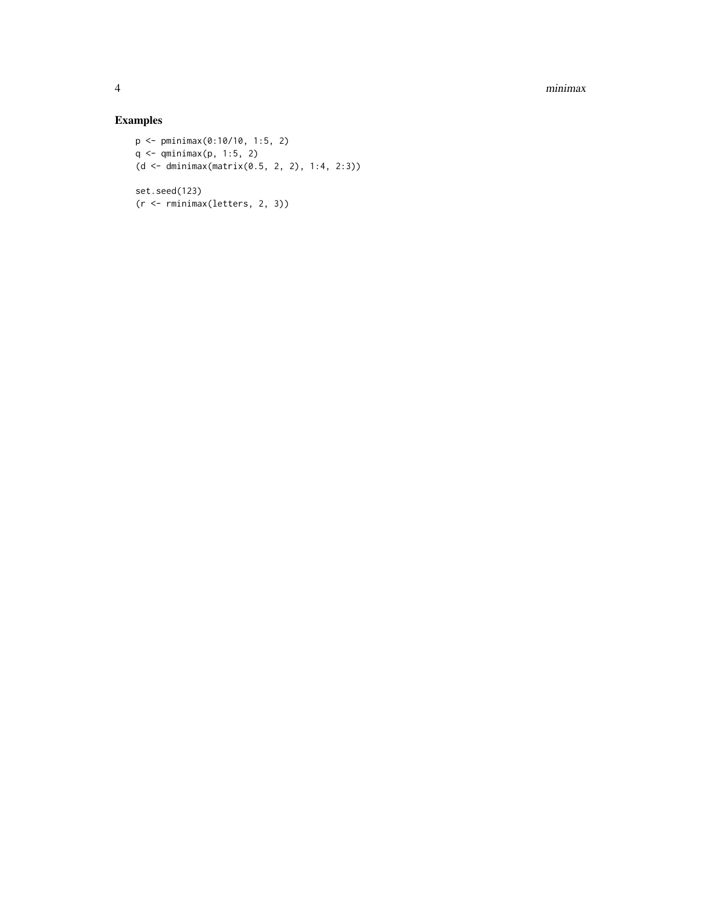## Examples

```
p <- pminimax(0:10/10, 1:5, 2)
q <- qminimax(p, 1:5, 2)
(d <- dminimax(matrix(0.5, 2, 2), 1:4, 2:3))

set.seed(123)
(r <- rminimax(letters, 2, 3))
```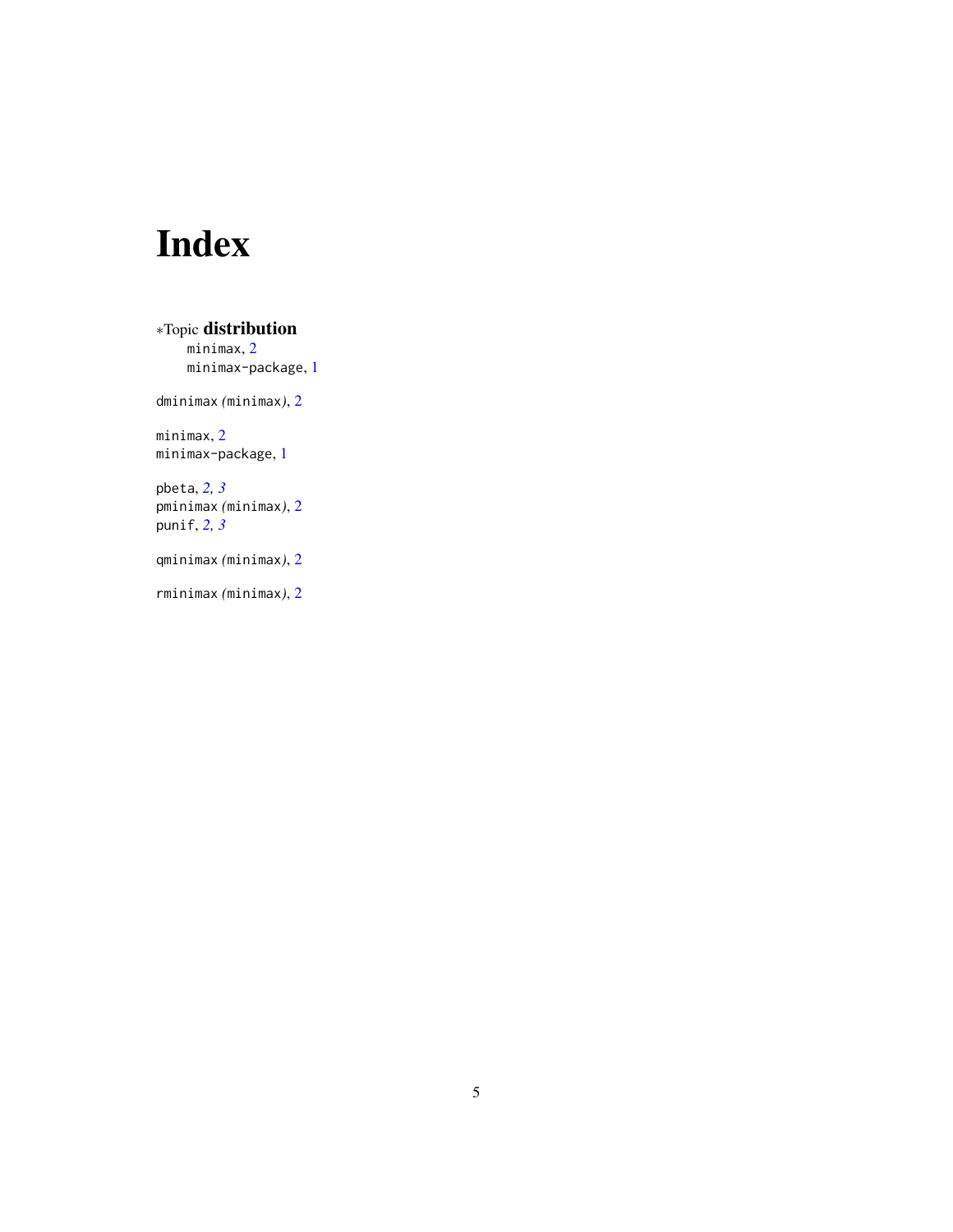# Index

*Topic **distribution**

    minimax, 2
    minimax-package, 1

dminimax *(minimax)*, 2

minimax, 2
minimax-package, 1

pbeta, *2, 3*
pminimax *(minimax)*, 2
punif, *2, 3*

qminimax *(minimax)*, 2

rminimax *(minimax)*, 2